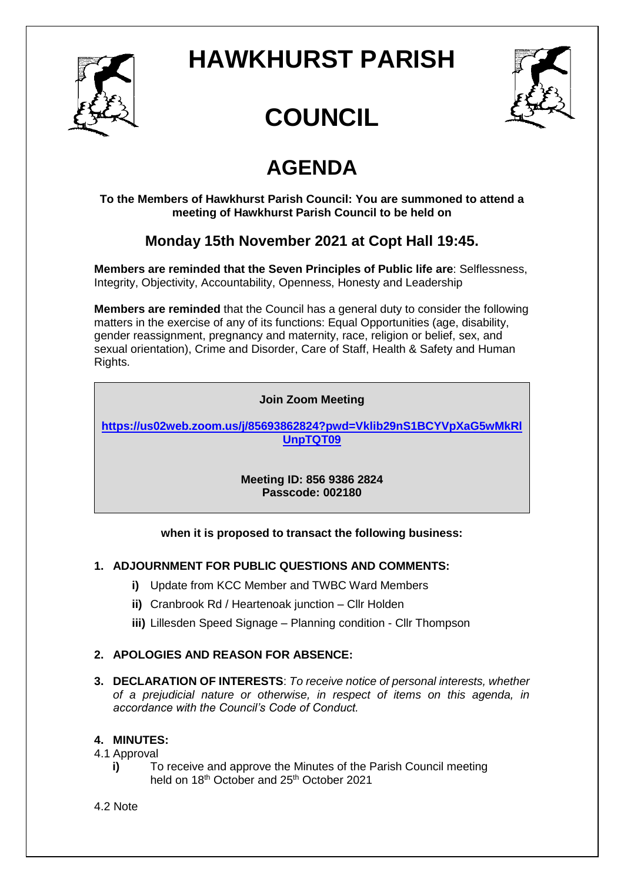# HAWKHURST PARISH COUNCIL

# AGENDA

**To the Members of Hawkhurst Parish Council: You are summoned to attend a meeting of Hawkhurst Parish Council to be held on**

## Monday 15th November 2021 at Copt Hall 19:45.

**Members are reminded that the Seven Principles of Public life are**: Selflessness, Integrity, Objectivity, Accountability, Openness, Honesty and Leadership

**Members are reminded** that the Council has a general duty to consider the following matters in the exercise of any of its functions: Equal Opportunities (age, disability, gender reassignment, pregnancy and maternity, race, religion or belief, sex, and sexual orientation), Crime and Disorder, Care of Staff, Health & Safety and Human Rights.

**Join Zoom Meeting**

**https://us02web.zoom.us/j/85693862824?pwd=Vklib29nS1BCYVpXaG5wMkRlUnpTQT09**

**Meeting ID: 856 9386 2824**
**Passcode: 002180**

**when it is proposed to transact the following business:**

1. **ADJOURNMENT FOR PUBLIC QUESTIONS AND COMMENTS:**
   - **i)** Update from KCC Member and TWBC Ward Members
   - **ii)** Cranbrook Rd / Heartenoak junction – Cllr Holden
   - **iii)** Lillesden Speed Signage – Planning condition - Cllr Thompson

2. **APOLOGIES AND REASON FOR ABSENCE:**

3. **DECLARATION OF INTERESTS**: *To receive notice of personal interests, whether of a prejudicial nature or otherwise, in respect of items on this agenda, in accordance with the Council's Code of Conduct.*

4. **MINUTES:**

4.1 Approval

- **i)** To receive and approve the Minutes of the Parish Council meeting held on 18th October and 25th October 2021

4.2 Note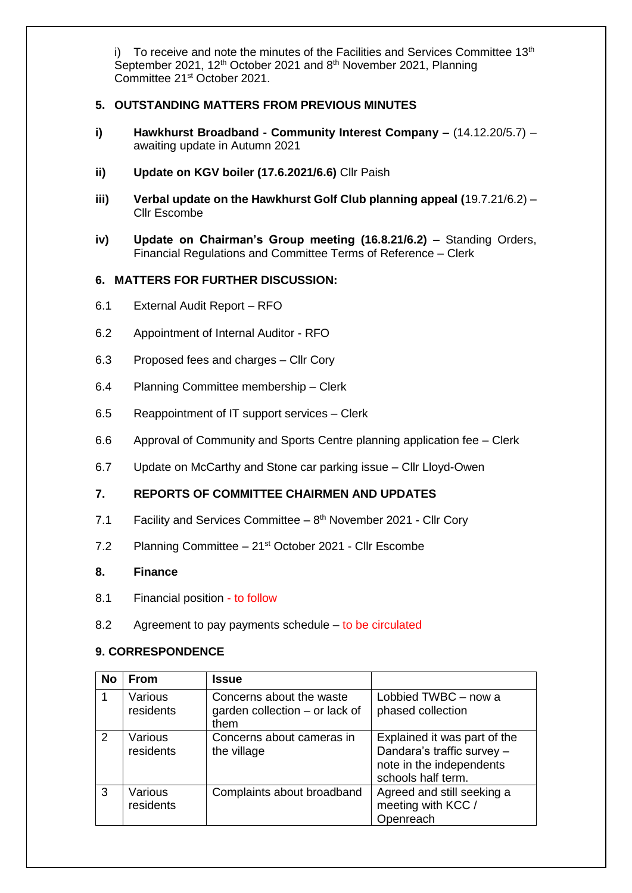i) To receive and note the minutes of the Facilities and Services Committee 13th September 2021, 12th October 2021 and 8th November 2021, Planning Committee 21st October 2021.

## 5. OUTSTANDING MATTERS FROM PREVIOUS MINUTES

**i)** **Hawkhurst Broadband - Community Interest Company –** (14.12.20/5.7) – awaiting update in Autumn 2021

**ii)** **Update on KGV boiler (17.6.2021/6.6)** Cllr Paish

**iii)** **Verbal update on the Hawkhurst Golf Club planning appeal (**19.7.21/6.2) – Cllr Escombe

**iv)** **Update on Chairman's Group meeting (16.8.21/6.2) –** Standing Orders, Financial Regulations and Committee Terms of Reference – Clerk

## 6. MATTERS FOR FURTHER DISCUSSION:

6.1 External Audit Report – RFO

6.2 Appointment of Internal Auditor - RFO

6.3 Proposed fees and charges – Cllr Cory

6.4 Planning Committee membership – Clerk

6.5 Reappointment of IT support services – Clerk

6.6 Approval of Community and Sports Centre planning application fee – Clerk

6.7 Update on McCarthy and Stone car parking issue – Cllr Lloyd-Owen

## 7. REPORTS OF COMMITTEE CHAIRMEN AND UPDATES

7.1 Facility and Services Committee – 8th November 2021 - Cllr Cory

7.2 Planning Committee – 21st October 2021 - Cllr Escombe

## 8. Finance

8.1 Financial position - to follow

8.2 Agreement to pay payments schedule – to be circulated

## 9. CORRESPONDENCE

| No | From | Issue | |
|---|---|---|---|
| 1 | Various residents | Concerns about the waste garden collection – or lack of them | Lobbied TWBC – now a phased collection |
| 2 | Various residents | Concerns about cameras in the village | Explained it was part of the Dandara's traffic survey – note in the independents schools half term. |
| 3 | Various residents | Complaints about broadband | Agreed and still seeking a meeting with KCC / Openreach |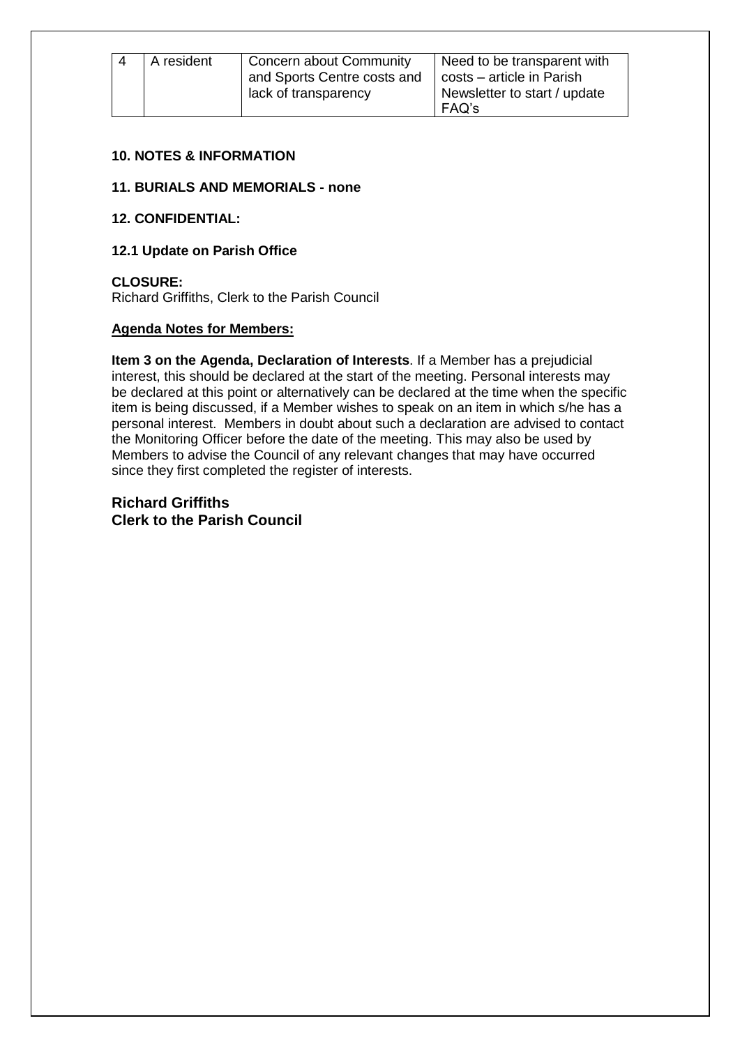| | | | |
|---|---|---|---|
| 4 | A resident | Concern about Community and Sports Centre costs and lack of transparency | Need to be transparent with costs – article in Parish Newsletter to start / update FAQ's |

**10. NOTES & INFORMATION**

**11. BURIALS AND MEMORIALS - none**

**12. CONFIDENTIAL:**

**12.1 Update on Parish Office**

**CLOSURE:**
Richard Griffiths, Clerk to the Parish Council

**Agenda Notes for Members:**

**Item 3 on the Agenda, Declaration of Interests**. If a Member has a prejudicial interest, this should be declared at the start of the meeting. Personal interests may be declared at this point or alternatively can be declared at the time when the specific item is being discussed, if a Member wishes to speak on an item in which s/he has a personal interest. Members in doubt about such a declaration are advised to contact the Monitoring Officer before the date of the meeting. This may also be used by Members to advise the Council of any relevant changes that may have occurred since they first completed the register of interests.

**Richard Griffiths**
**Clerk to the Parish Council**